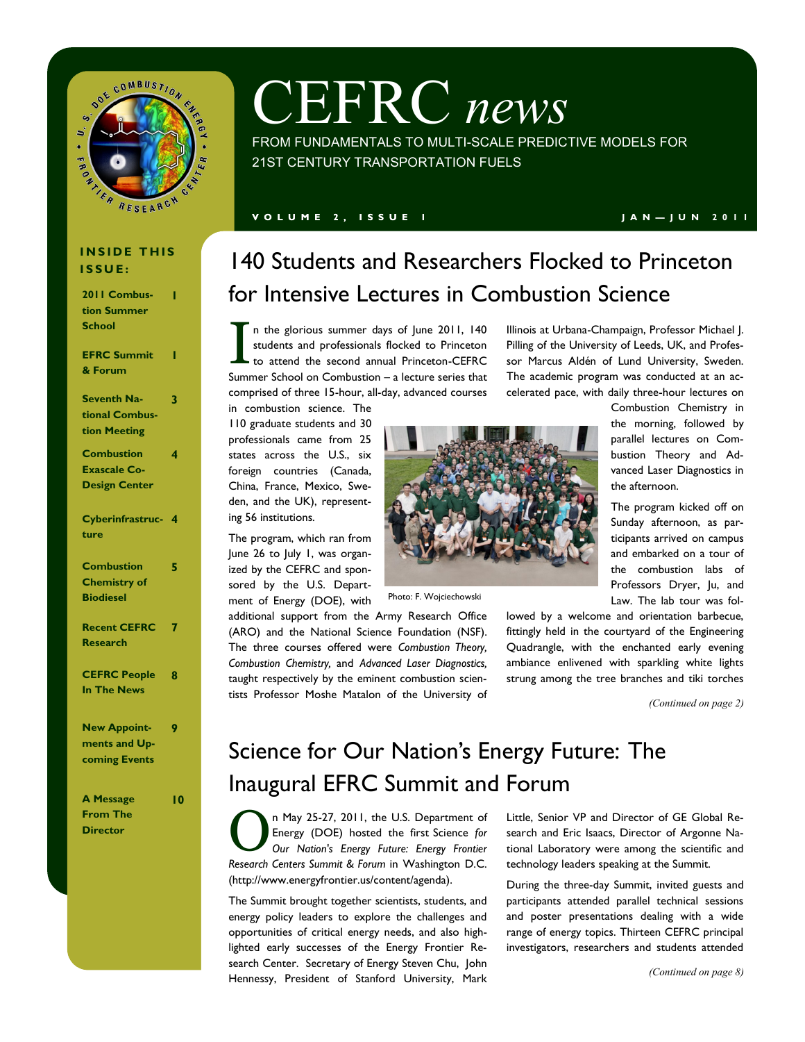# CEFRC *news*

FROM FUNDAMENTALS TO MULTI-SCALE PREDICTIVE MODELS FOR 21ST CENTURY TRANSPORTATION FUELS

VOLUME 2, ISSUE 1 — JAN—JUN 2011

**INSIDE THIS ISSUE:**

| | |
|---|---|
| 2011 Combustion Summer School | 1 |
| EFRC Summit & Forum | 1 |
| Seventh National Combustion Meeting | 3 |
| Combustion Exascale Co-Design Center | 4 |
| Cyberinfrastructure | 4 |
| Combustion Chemistry of Biodiesel | 5 |
| Recent CEFRC Research | 7 |
| CEFRC People In The News | 8 |
| New Appointments and Upcoming Events | 9 |
| A Message From The Director | 10 |

## 140 Students and Researchers Flocked to Princeton for Intensive Lectures in Combustion Science

In the glorious summer days of June 2011, 140 students and professionals flocked to Princeton to attend the second annual Princeton-CEFRC Summer School on Combustion – a lecture series that comprised of three 15-hour, all-day, advanced courses in combustion science. The 110 graduate students and 30 professionals came from 25 states across the U.S., six foreign countries (Canada, China, France, Mexico, Sweden, and the UK), representing 56 institutions.

The program, which ran from June 26 to July 1, was organized by the CEFRC and sponsored by the U.S. Department of Energy (DOE), with additional support from the Army Research Office (ARO) and the National Science Foundation (NSF). The three courses offered were *Combustion Theory, Combustion Chemistry*, and *Advanced Laser Diagnostics,* taught respectively by the eminent combustion scientists Professor Moshe Matalon of the University of Illinois at Urbana-Champaign, Professor Michael J. Pilling of the University of Leeds, UK, and Professor Marcus Aldén of Lund University, Sweden. The academic program was conducted at an accelerated pace, with daily three-hour lectures on Combustion Chemistry in the morning, followed by parallel lectures on Combustion Theory and Advanced Laser Diagnostics in the afternoon.

Photo: F. Wojciechowski

The program kicked off on Sunday afternoon, as participants arrived on campus and embarked on a tour of the combustion labs of Professors Dryer, Ju, and Law. The lab tour was followed by a welcome and orientation barbecue, fittingly held in the courtyard of the Engineering Quadrangle, with the enchanted early evening ambiance enlivened with sparkling white lights strung among the tree branches and tiki torches

*(Continued on page 2)*

## Science for Our Nation's Energy Future: The Inaugural EFRC Summit and Forum

On May 25-27, 2011, the U.S. Department of Energy (DOE) hosted the first Science *for Our Nation's Energy Future: Energy Frontier Research Centers Summit & Forum* in Washington D.C. (http://www.energyfrontier.us/content/agenda).

The Summit brought together scientists, students, and energy policy leaders to explore the challenges and opportunities of critical energy needs, and also highlighted early successes of the Energy Frontier Research Center. Secretary of Energy Steven Chu, John Hennessy, President of Stanford University, Mark Little, Senior VP and Director of GE Global Research and Eric Isaacs, Director of Argonne National Laboratory were among the scientific and technology leaders speaking at the Summit.

During the three-day Summit, invited guests and participants attended parallel technical sessions and poster presentations dealing with a wide range of energy topics. Thirteen CEFRC principal investigators, researchers and students attended

*(Continued on page 8)*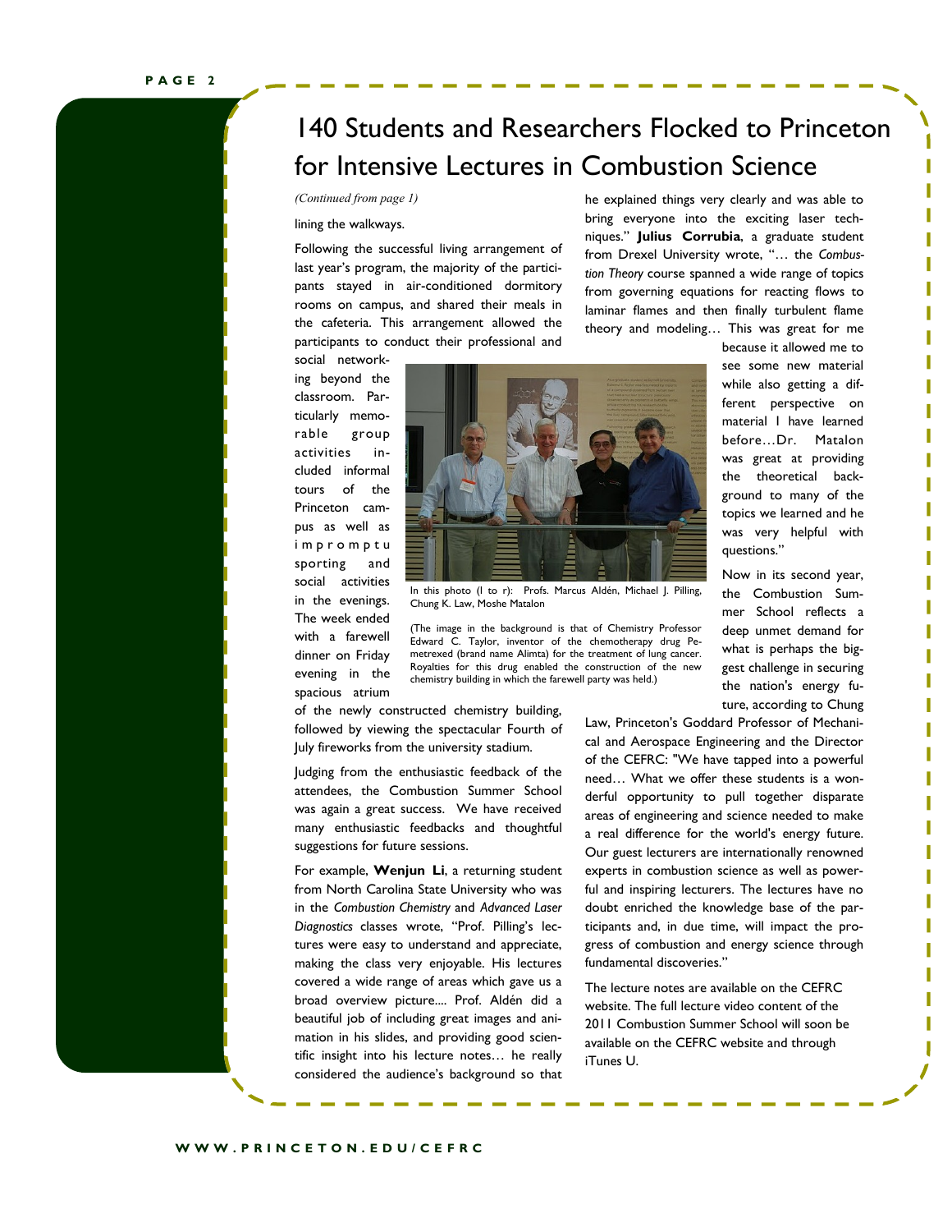# 140 Students and Researchers Flocked to Princeton for Intensive Lectures in Combustion Science

*(Continued from page 1)*

lining the walkways.

Following the successful living arrangement of last year's program, the majority of the participants stayed in air-conditioned dormitory rooms on campus, and shared their meals in the cafeteria. This arrangement allowed the participants to conduct their professional and social networking beyond the classroom. Particularly memorable group activities included informal tours of the Princeton campus as well as impromptu sporting and social activities in the evenings. The week ended with a farewell dinner on Friday evening in the spacious atrium of the newly constructed chemistry building, followed by viewing the spectacular Fourth of July fireworks from the university stadium.

In this photo (l to r): Profs. Marcus Aldén, Michael J. Pilling, Chung K. Law, Moshe Matalon

(The image in the background is that of Chemistry Professor Edward C. Taylor, inventor of the chemotherapy drug Pemetrexed (brand name Alimta) for the treatment of lung cancer. Royalties for this drug enabled the construction of the new chemistry building in which the farewell party was held.)

Judging from the enthusiastic feedback of the attendees, the Combustion Summer School was again a great success. We have received many enthusiastic feedbacks and thoughtful suggestions for future sessions.

For example, **Wenjun Li**, a returning student from North Carolina State University who was in the *Combustion Chemistry* and *Advanced Laser Diagnostics* classes wrote, "Prof. Pilling's lectures were easy to understand and appreciate, making the class very enjoyable. His lectures covered a wide range of areas which gave us a broad overview picture.... Prof. Aldén did a beautiful job of including great images and animation in his slides, and providing good scientific insight into his lecture notes… he really considered the audience's background so that he explained things very clearly and was able to bring everyone into the exciting laser techniques." **Julius Corrubia**, a graduate student from Drexel University wrote, "… the *Combustion Theory* course spanned a wide range of topics from governing equations for reacting flows to laminar flames and then finally turbulent flame theory and modeling… This was great for me because it allowed me to see some new material while also getting a different perspective on material I have learned before…Dr. Matalon was great at providing the theoretical background to many of the topics we learned and he was very helpful with questions."

Now in its second year, the Combustion Summer School reflects a deep unmet demand for what is perhaps the biggest challenge in securing the nation's energy future, according to Chung Law, Princeton's Goddard Professor of Mechanical and Aerospace Engineering and the Director of the CEFRC: "We have tapped into a powerful need… What we offer these students is a wonderful opportunity to pull together disparate areas of engineering and science needed to make a real difference for the world's energy future. Our guest lecturers are internationally renowned experts in combustion science as well as powerful and inspiring lecturers. The lectures have no doubt enriched the knowledge base of the participants and, in due time, will impact the progress of combustion and energy science through fundamental discoveries."

The lecture notes are available on the CEFRC website. The full lecture video content of the 2011 Combustion Summer School will soon be available on the CEFRC website and through iTunes U.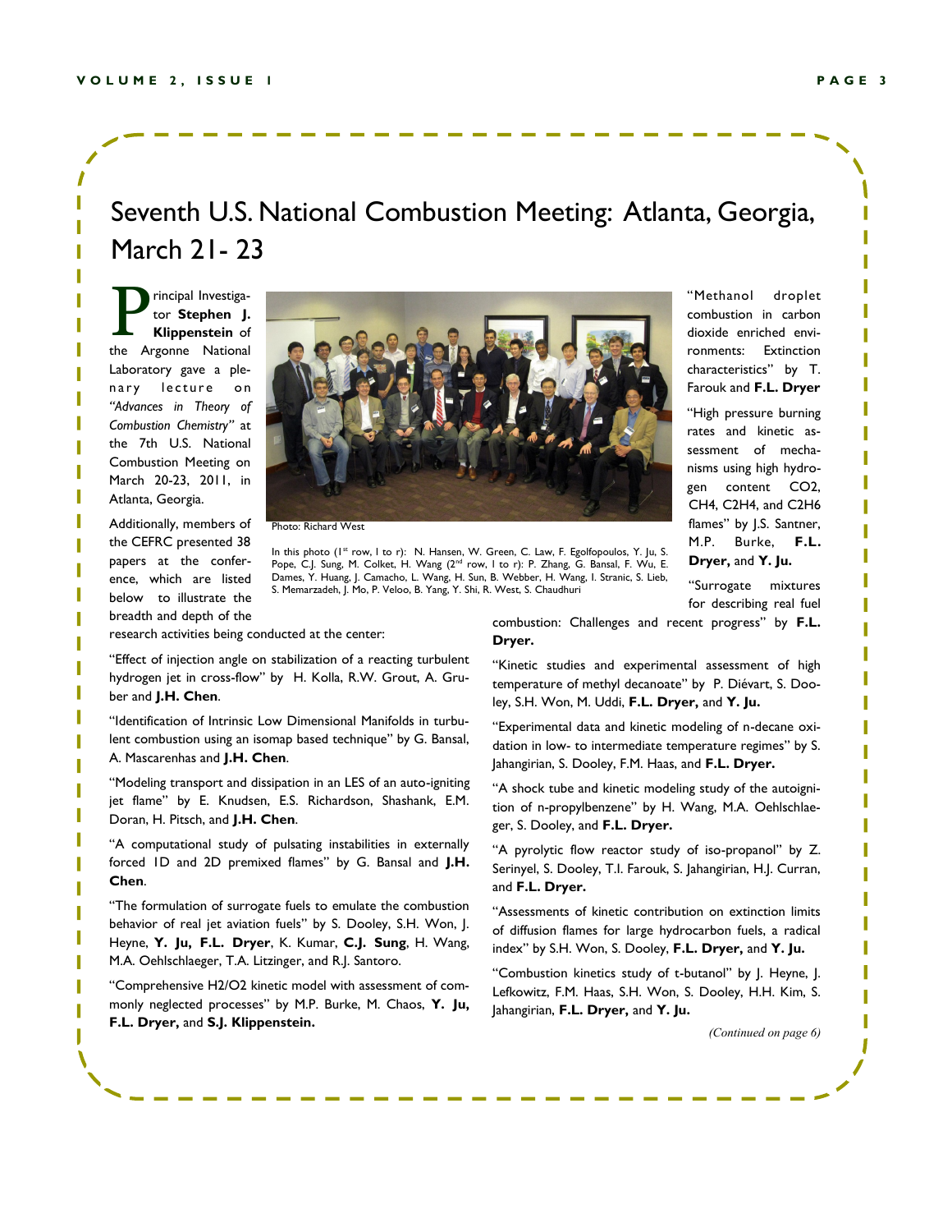# Seventh U.S. National Combustion Meeting: Atlanta, Georgia, March 21- 23

Principal Investigator **Stephen J. Klippenstein** of the Argonne National Laboratory gave a plenary lecture on *"Advances in Theory of Combustion Chemistry"* at the 7th U.S. National Combustion Meeting on March 20-23, 2011, in Atlanta, Georgia.

Photo: Richard West

In this photo (1st row, l to r): N. Hansen, W. Green, C. Law, F. Egolfopoulos, Y. Ju, S. Pope, C.J. Sung, M. Colket, H. Wang (2nd row, l to r): P. Zhang, G. Bansal, F. Wu, E. Dames, Y. Huang, J. Camacho, L. Wang, H. Sun, B. Webber, H. Wang, I. Stranic, S. Lieb, S. Memarzadeh, J. Mo, P. Veloo, B. Yang, Y. Shi, R. West, S. Chaudhuri

Additionally, members of the CEFRC presented 38 papers at the conference, which are listed below to illustrate the breadth and depth of the research activities being conducted at the center:

"Effect of injection angle on stabilization of a reacting turbulent hydrogen jet in cross-flow" by H. Kolla, R.W. Grout, A. Gruber and **J.H. Chen**.

"Identification of Intrinsic Low Dimensional Manifolds in turbulent combustion using an isomap based technique" by G. Bansal, A. Mascarenhas and **J.H. Chen**.

"Modeling transport and dissipation in an LES of an auto-igniting jet flame" by E. Knudsen, E.S. Richardson, Shashank, E.M. Doran, H. Pitsch, and **J.H. Chen**.

"A computational study of pulsating instabilities in externally forced 1D and 2D premixed flames" by G. Bansal and **J.H. Chen**.

"The formulation of surrogate fuels to emulate the combustion behavior of real jet aviation fuels" by S. Dooley, S.H. Won, J. Heyne, **Y. Ju, F.L. Dryer**, K. Kumar, **C.J. Sung**, H. Wang, M.A. Oehlschlaeger, T.A. Litzinger, and R.J. Santoro.

"Comprehensive H2/O2 kinetic model with assessment of commonly neglected processes" by M.P. Burke, M. Chaos, **Y. Ju, F.L. Dryer,** and **S.J. Klippenstein.**

"Methanol droplet combustion in carbon dioxide enriched environments: Extinction characteristics" by T. Farouk and **F.L. Dryer**

"High pressure burning rates and kinetic assessment of mechanisms using high hydrogen content CO2, CH4, C2H4, and C2H6 flames" by J.S. Santner, M.P. Burke, **F.L. Dryer,** and **Y. Ju.**

"Surrogate mixtures for describing real fuel combustion: Challenges and recent progress" by **F.L. Dryer.**

"Kinetic studies and experimental assessment of high temperature of methyl decanoate" by P. Diévart, S. Dooley, S.H. Won, M. Uddi, **F.L. Dryer,** and **Y. Ju.**

"Experimental data and kinetic modeling of n-decane oxidation in low- to intermediate temperature regimes" by S. Jahangirian, S. Dooley, F.M. Haas, and **F.L. Dryer.**

"A shock tube and kinetic modeling study of the autoignition of n-propylbenzene" by H. Wang, M.A. Oehlschlaeger, S. Dooley, and **F.L. Dryer.**

"A pyrolytic flow reactor study of iso-propanol" by Z. Serinyel, S. Dooley, T.I. Farouk, S. Jahangirian, H.J. Curran, and **F.L. Dryer.**

"Assessments of kinetic contribution on extinction limits of diffusion flames for large hydrocarbon fuels, a radical index" by S.H. Won, S. Dooley, **F.L. Dryer,** and **Y. Ju.**

"Combustion kinetics study of t-butanol" by J. Heyne, J. Lefkowitz, F.M. Haas, S.H. Won, S. Dooley, H.H. Kim, S. Jahangirian, **F.L. Dryer,** and **Y. Ju.**

*(Continued on page 6)*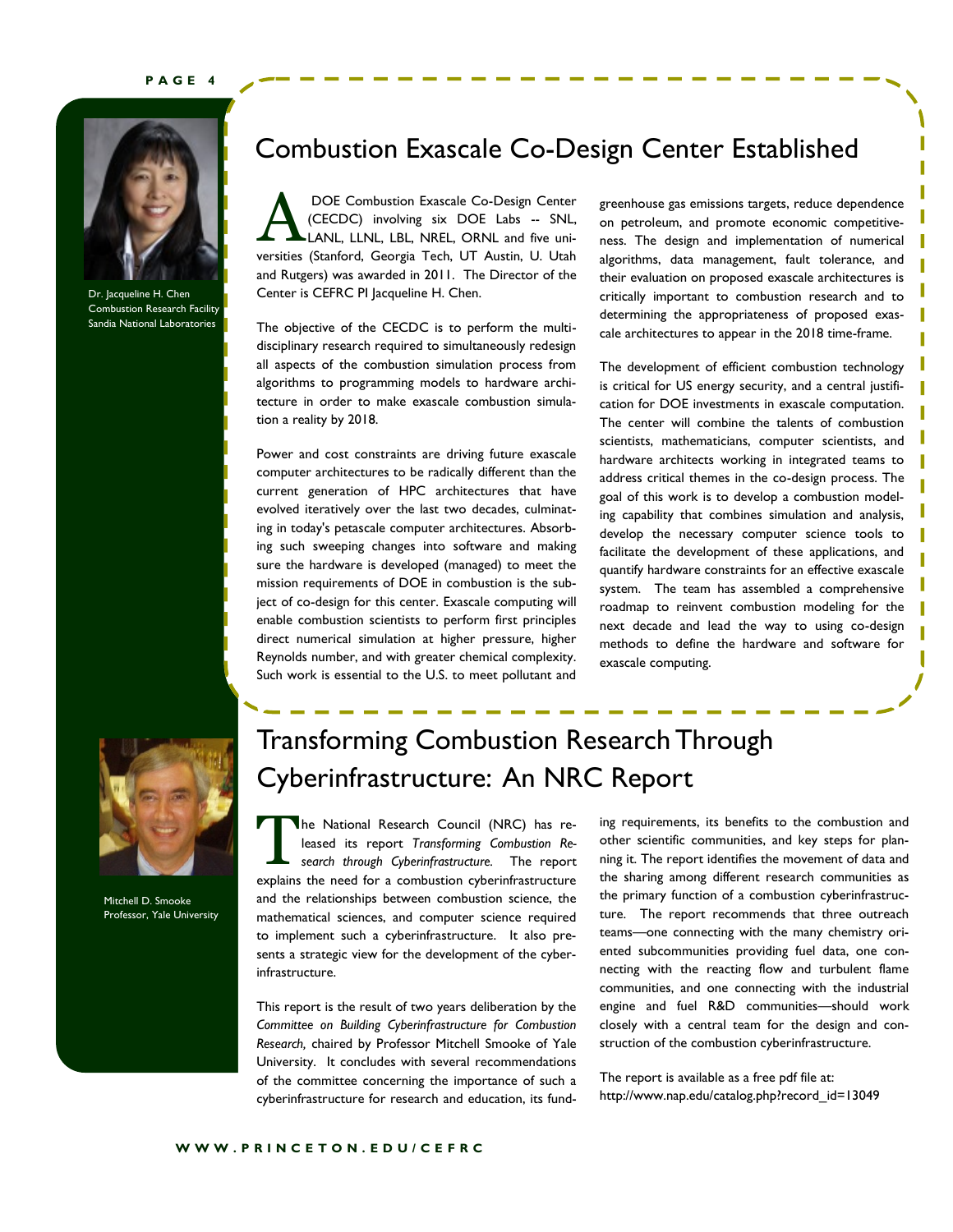Dr. Jacqueline H. Chen
Combustion Research Facility
Sandia National Laboratories

# Combustion Exascale Co-Design Center Established

A DOE Combustion Exascale Co-Design Center (CECDC) involving six DOE Labs -- SNL, LANL, LLNL, LBL, NREL, ORNL and five universities (Stanford, Georgia Tech, UT Austin, U. Utah and Rutgers) was awarded in 2011. The Director of the Center is CEFRC PI Jacqueline H. Chen.

The objective of the CECDC is to perform the multidisciplinary research required to simultaneously redesign all aspects of the combustion simulation process from algorithms to programming models to hardware architecture in order to make exascale combustion simulation a reality by 2018.

Power and cost constraints are driving future exascale computer architectures to be radically different than the current generation of HPC architectures that have evolved iteratively over the last two decades, culminating in today's petascale computer architectures. Absorbing such sweeping changes into software and making sure the hardware is developed (managed) to meet the mission requirements of DOE in combustion is the subject of co-design for this center. Exascale computing will enable combustion scientists to perform first principles direct numerical simulation at higher pressure, higher Reynolds number, and with greater chemical complexity. Such work is essential to the U.S. to meet pollutant and greenhouse gas emissions targets, reduce dependence on petroleum, and promote economic competitiveness. The design and implementation of numerical algorithms, data management, fault tolerance, and their evaluation on proposed exascale architectures is critically important to combustion research and to determining the appropriateness of proposed exascale architectures to appear in the 2018 time-frame.

The development of efficient combustion technology is critical for US energy security, and a central justification for DOE investments in exascale computation. The center will combine the talents of combustion scientists, mathematicians, computer scientists, and hardware architects working in integrated teams to address critical themes in the co-design process. The goal of this work is to develop a combustion modeling capability that combines simulation and analysis, develop the necessary computer science tools to facilitate the development of these applications, and quantify hardware constraints for an effective exascale system. The team has assembled a comprehensive roadmap to reinvent combustion modeling for the next decade and lead the way to using co-design methods to define the hardware and software for exascale computing.

Mitchell D. Smooke
Professor, Yale University

# Transforming Combustion Research Through Cyberinfrastructure: An NRC Report

The National Research Council (NRC) has released its report *Transforming Combustion Research through Cyberinfrastructure.* The report explains the need for a combustion cyberinfrastructure and the relationships between combustion science, the mathematical sciences, and computer science required to implement such a cyberinfrastructure. It also presents a strategic view for the development of the cyberinfrastructure.

This report is the result of two years deliberation by the *Committee on Building Cyberinfrastructure for Combustion Research,* chaired by Professor Mitchell Smooke of Yale University. It concludes with several recommendations of the committee concerning the importance of such a cyberinfrastructure for research and education, its funding requirements, its benefits to the combustion and other scientific communities, and key steps for planning it. The report identifies the movement of data and the sharing among different research communities as the primary function of a combustion cyberinfrastructure. The report recommends that three outreach teams—one connecting with the many chemistry oriented subcommunities providing fuel data, one connecting with the reacting flow and turbulent flame communities, and one connecting with the industrial engine and fuel R&D communities—should work closely with a central team for the design and construction of the combustion cyberinfrastructure.

The report is available as a free pdf file at:
http://www.nap.edu/catalog.php?record_id=13049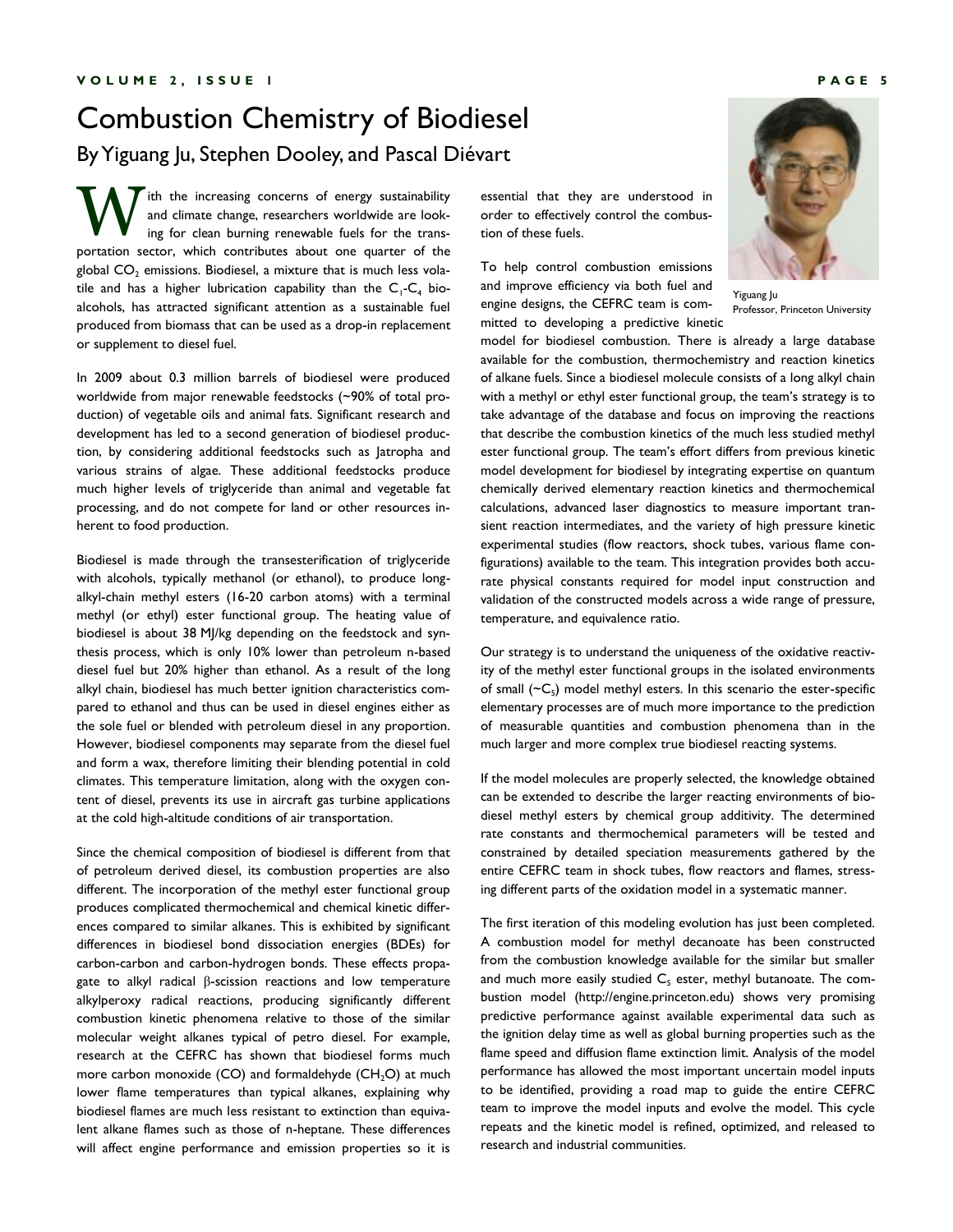# Combustion Chemistry of Biodiesel

By Yiguang Ju, Stephen Dooley, and Pascal Diévart

With the increasing concerns of energy sustainability and climate change, researchers worldwide are looking for clean burning renewable fuels for the transportation sector, which contributes about one quarter of the global $CO_2$ emissions. Biodiesel, a mixture that is much less volatile and has a higher lubrication capability than the $C_1$-$C_4$ bio-alcohols, has attracted significant attention as a sustainable fuel produced from biomass that can be used as a drop-in replacement or supplement to diesel fuel.

In 2009 about 0.3 million barrels of biodiesel were produced worldwide from major renewable feedstocks (~90% of total production) of vegetable oils and animal fats. Significant research and development has led to a second generation of biodiesel production, by considering additional feedstocks such as Jatropha and various strains of algae. These additional feedstocks produce much higher levels of triglyceride than animal and vegetable fat processing, and do not compete for land or other resources inherent to food production.

Biodiesel is made through the transesterification of triglyceride with alcohols, typically methanol (or ethanol), to produce long-alkyl-chain methyl esters (16-20 carbon atoms) with a terminal methyl (or ethyl) ester functional group. The heating value of biodiesel is about 38 MJ/kg depending on the feedstock and synthesis process, which is only 10% lower than petroleum n-based diesel fuel but 20% higher than ethanol. As a result of the long alkyl chain, biodiesel has much better ignition characteristics compared to ethanol and thus can be used in diesel engines either as the sole fuel or blended with petroleum diesel in any proportion. However, biodiesel components may separate from the diesel fuel and form a wax, therefore limiting their blending potential in cold climates. This temperature limitation, along with the oxygen content of diesel, prevents its use in aircraft gas turbine applications at the cold high-altitude conditions of air transportation.

Since the chemical composition of biodiesel is different from that of petroleum derived diesel, its combustion properties are also different. The incorporation of the methyl ester functional group produces complicated thermochemical and chemical kinetic differences compared to similar alkanes. This is exhibited by significant differences in biodiesel bond dissociation energies (BDEs) for carbon-carbon and carbon-hydrogen bonds. These effects propagate to alkyl radical $\beta$-scission reactions and low temperature alkylperoxy radical reactions, producing significantly different combustion kinetic phenomena relative to those of the similar molecular weight alkanes typical of petro diesel. For example, research at the CEFRC has shown that biodiesel forms much more carbon monoxide (CO) and formaldehyde ($CH_2O$) at much lower flame temperatures than typical alkanes, explaining why biodiesel flames are much less resistant to extinction than equivalent alkane flames such as those of n-heptane. These differences will affect engine performance and emission properties so it is essential that they are understood in order to effectively control the combustion of these fuels.

Yiguang Ju
Professor, Princeton University

To help control combustion emissions and improve efficiency via both fuel and engine designs, the CEFRC team is committed to developing a predictive kinetic model for biodiesel combustion. There is already a large database available for the combustion, thermochemistry and reaction kinetics of alkane fuels. Since a biodiesel molecule consists of a long alkyl chain with a methyl or ethyl ester functional group, the team's strategy is to take advantage of the database and focus on improving the reactions that describe the combustion kinetics of the much less studied methyl ester functional group. The team's effort differs from previous kinetic model development for biodiesel by integrating expertise on quantum chemically derived elementary reaction kinetics and thermochemical calculations, advanced laser diagnostics to measure important transient reaction intermediates, and the variety of high pressure kinetic experimental studies (flow reactors, shock tubes, various flame configurations) available to the team. This integration provides both accurate physical constants required for model input construction and validation of the constructed models across a wide range of pressure, temperature, and equivalence ratio.

Our strategy is to understand the uniqueness of the oxidative reactivity of the methyl ester functional groups in the isolated environments of small (~$C_5$) model methyl esters. In this scenario the ester-specific elementary processes are of much more importance to the prediction of measurable quantities and combustion phenomena than in the much larger and more complex true biodiesel reacting systems.

If the model molecules are properly selected, the knowledge obtained can be extended to describe the larger reacting environments of biodiesel methyl esters by chemical group additivity. The determined rate constants and thermochemical parameters will be tested and constrained by detailed speciation measurements gathered by the entire CEFRC team in shock tubes, flow reactors and flames, stressing different parts of the oxidation model in a systematic manner.

The first iteration of this modeling evolution has just been completed. A combustion model for methyl decanoate has been constructed from the combustion knowledge available for the similar but smaller and much more easily studied $C_5$ ester, methyl butanoate. The combustion model (http://engine.princeton.edu) shows very promising predictive performance against available experimental data such as the ignition delay time as well as global burning properties such as the flame speed and diffusion flame extinction limit. Analysis of the model performance has allowed the most important uncertain model inputs to be identified, providing a road map to guide the entire CEFRC team to improve the model inputs and evolve the model. This cycle repeats and the kinetic model is refined, optimized, and released to research and industrial communities.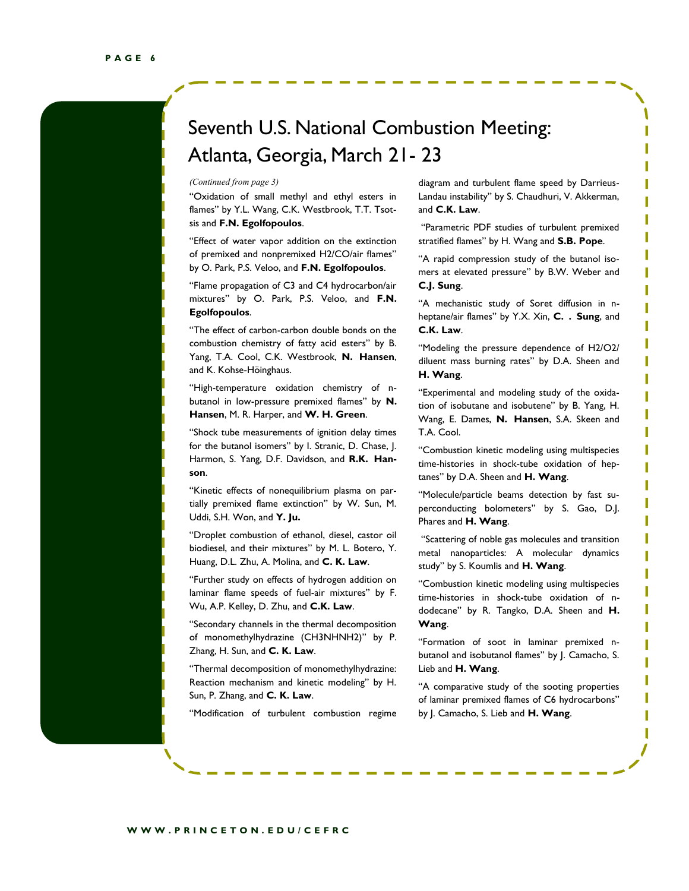# Seventh U.S. National Combustion Meeting: Atlanta, Georgia, March 21- 23

*(Continued from page 3)*

"Oxidation of small methyl and ethyl esters in flames" by Y.L. Wang, C.K. Westbrook, T.T. Tsotsis and **F.N. Egolfopoulos**.

"Effect of water vapor addition on the extinction of premixed and nonpremixed H2/CO/air flames" by O. Park, P.S. Veloo, and **F.N. Egolfopoulos**.

"Flame propagation of C3 and C4 hydrocarbon/air mixtures" by O. Park, P.S. Veloo, and **F.N. Egolfopoulos**.

"The effect of carbon-carbon double bonds on the combustion chemistry of fatty acid esters" by B. Yang, T.A. Cool, C.K. Westbrook, **N. Hansen**, and K. Kohse-Höinghaus.

"High-temperature oxidation chemistry of n-butanol in low-pressure premixed flames" by **N. Hansen**, M. R. Harper, and **W. H. Green**.

"Shock tube measurements of ignition delay times for the butanol isomers" by I. Stranic, D. Chase, J. Harmon, S. Yang, D.F. Davidson, and **R.K. Hanson**.

"Kinetic effects of nonequilibrium plasma on partially premixed flame extinction" by W. Sun, M. Uddi, S.H. Won, and **Y. Ju.**

"Droplet combustion of ethanol, diesel, castor oil biodiesel, and their mixtures" by M. L. Botero, Y. Huang, D.L. Zhu, A. Molina, and **C. K. Law**.

"Further study on effects of hydrogen addition on laminar flame speeds of fuel-air mixtures" by F. Wu, A.P. Kelley, D. Zhu, and **C.K. Law**.

"Secondary channels in the thermal decomposition of monomethylhydrazine (CH3NHNH2)" by P. Zhang, H. Sun, and **C. K. Law**.

"Thermal decomposition of monomethylhydrazine: Reaction mechanism and kinetic modeling" by H. Sun, P. Zhang, and **C. K. Law**.

"Modification of turbulent combustion regime diagram and turbulent flame speed by Darrieus-Landau instability" by S. Chaudhuri, V. Akkerman, and **C.K. Law**.

"Parametric PDF studies of turbulent premixed stratified flames" by H. Wang and **S.B. Pope**.

"A rapid compression study of the butanol isomers at elevated pressure" by B.W. Weber and **C.J. Sung**.

"A mechanistic study of Soret diffusion in n-heptane/air flames" by Y.X. Xin, **C. . Sung**, and **C.K. Law**.

"Modeling the pressure dependence of H2/O2/ diluent mass burning rates" by D.A. Sheen and **H. Wang**.

"Experimental and modeling study of the oxidation of isobutane and isobutene" by B. Yang, H. Wang, E. Dames, **N. Hansen**, S.A. Skeen and T.A. Cool.

"Combustion kinetic modeling using multispecies time-histories in shock-tube oxidation of heptanes" by D.A. Sheen and **H. Wang**.

"Molecule/particle beams detection by fast superconducting bolometers" by S. Gao, D.J. Phares and **H. Wang**.

"Scattering of noble gas molecules and transition metal nanoparticles: A molecular dynamics study" by S. Koumlis and **H. Wang**.

"Combustion kinetic modeling using multispecies time-histories in shock-tube oxidation of n-dodecane" by R. Tangko, D.A. Sheen and **H. Wang**.

"Formation of soot in laminar premixed n-butanol and isobutanol flames" by J. Camacho, S. Lieb and **H. Wang**.

"A comparative study of the sooting properties of laminar premixed flames of C6 hydrocarbons" by J. Camacho, S. Lieb and **H. Wang**.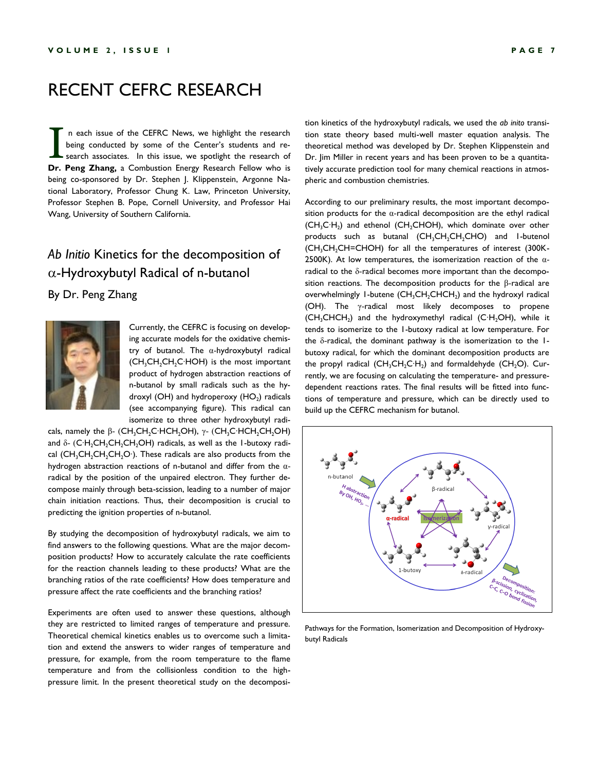# RECENT CEFRC RESEARCH

In each issue of the CEFRC News, we highlight the research being conducted by some of the Center's students and research associates. In this issue, we spotlight the research of **Dr. Peng Zhang,** a Combustion Energy Research Fellow who is being co-sponsored by Dr. Stephen J. Klippenstein, Argonne National Laboratory, Professor Chung K. Law, Princeton University, Professor Stephen B. Pope, Cornell University, and Professor Hai Wang, University of Southern California.

## *Ab Initio* Kinetics for the decomposition of α-Hydroxybutyl Radical of n-butanol

### By Dr. Peng Zhang

Currently, the CEFRC is focusing on developing accurate models for the oxidative chemistry of butanol. The α-hydroxybutyl radical ($CH_3CH_2CH_2C{\cdot}HOH$) is the most important product of hydrogen abstraction reactions of n-butanol by small radicals such as the hydroxyl (OH) and hydroperoxy ($HO_2$) radicals (see accompanying figure). This radical can isomerize to three other hydroxybutyl radicals, namely the β- ($CH_3CH_2C{\cdot}HCH_2OH$), γ- ($CH_3C{\cdot}HCH_2CH_2OH$) and δ- ($C{\cdot}H_2CH_2CH_2CH_2OH$) radicals, as well as the 1-butoxy radical ($CH_3CH_2CH_2CH_2O{\cdot}$). These radicals are also products from the hydrogen abstraction reactions of n-butanol and differ from the α-radical by the position of the unpaired electron. They further decompose mainly through beta-scission, leading to a number of major chain initiation reactions. Thus, their decomposition is crucial to predicting the ignition properties of n-butanol.

By studying the decomposition of hydroxybutyl radicals, we aim to find answers to the following questions. What are the major decomposition products? How to accurately calculate the rate coefficients for the reaction channels leading to these products? What are the branching ratios of the rate coefficients? How does temperature and pressure affect the rate coefficients and the branching ratios?

Experiments are often used to answer these questions, although they are restricted to limited ranges of temperature and pressure. Theoretical chemical kinetics enables us to overcome such a limitation and extend the answers to wider ranges of temperature and pressure, for example, from the room temperature to the flame temperature and from the collisionless condition to the high-pressure limit. In the present theoretical study on the decomposition kinetics of the hydroxybutyl radicals, we used the *ab inito* transition state theory based multi-well master equation analysis. The theoretical method was developed by Dr. Stephen Klippenstein and Dr. Jim Miller in recent years and has been proven to be a quantitatively accurate prediction tool for many chemical reactions in atmospheric and combustion chemistries.

According to our preliminary results, the most important decomposition products for the α-radical decomposition are the ethyl radical ($CH_3C{\cdot}H_2$) and ethenol ($CH_2CHOH$), which dominate over other products such as butanal ($CH_3CH_2CH_2CHO$) and 1-butenol ($CH_3CH_2CH{=}CHOH$) for all the temperatures of interest (300K-2500K). At low temperatures, the isomerization reaction of the α-radical to the δ-radical becomes more important than the decomposition reactions. The decomposition products for the β-radical are overwhelmingly 1-butene ($CH_3CH_2CHCH_2$) and the hydroxyl radical (OH). The γ-radical most likely decomposes to propene ($CH_3CHCH_2$) and the hydroxymethyl radical ($C{\cdot}H_2OH$), while it tends to isomerize to the 1-butoxy radical at low temperature. For the δ-radical, the dominant pathway is the isomerization to the 1-butoxy radical, for which the dominant decomposition products are the propyl radical ($CH_3CH_2C{\cdot}H_2$) and formaldehyde ($CH_2O$). Currently, we are focusing on calculating the temperature- and pressure-dependent reactions rates. The final results will be fitted into functions of temperature and pressure, which can be directly used to build up the CEFRC mechanism for butanol.

Pathways for the Formation, Isomerization and Decomposition of Hydroxybutyl Radicals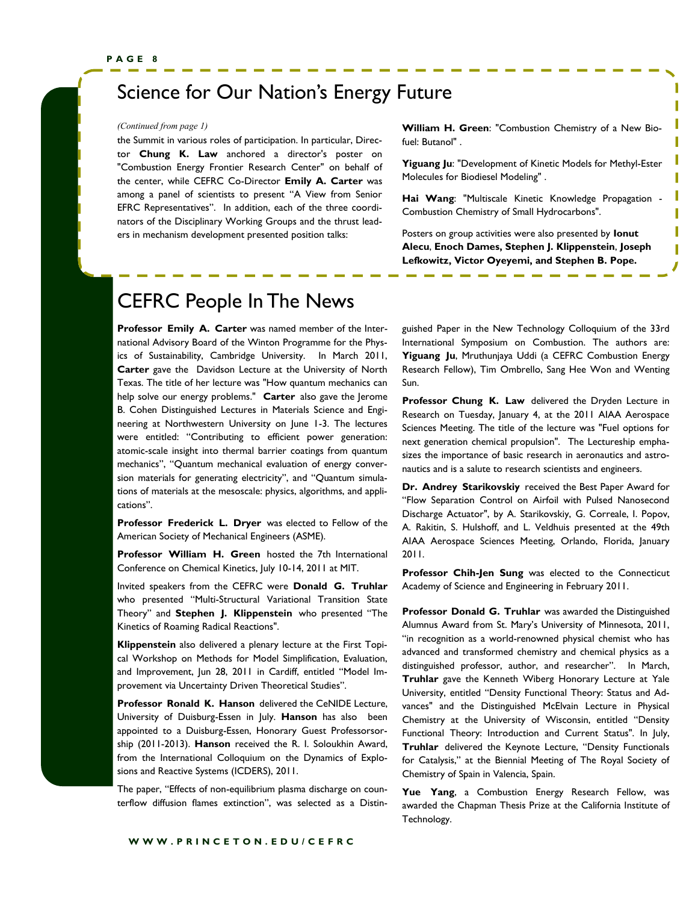# Science for Our Nation's Energy Future

*(Continued from page 1)*

the Summit in various roles of participation. In particular, Director **Chung K. Law** anchored a director's poster on "Combustion Energy Frontier Research Center" on behalf of the center, while CEFRC Co-Director **Emily A. Carter** was among a panel of scientists to present "A View from Senior EFRC Representatives". In addition, each of the three coordinators of the Disciplinary Working Groups and the thrust leaders in mechanism development presented position talks:

**William H. Green**: "Combustion Chemistry of a New Biofuel: Butanol" .

**Yiguang Ju**: "Development of Kinetic Models for Methyl-Ester Molecules for Biodiesel Modeling" .

**Hai Wang**: "Multiscale Kinetic Knowledge Propagation - Combustion Chemistry of Small Hydrocarbons".

Posters on group activities were also presented by **Ionut Alecu**, **Enoch Dames, Stephen J. Klippenstein**, **Joseph Lefkowitz, Victor Oyeyemi, and Stephen B. Pope.**

# CEFRC People In The News

**Professor Emily A. Carter** was named member of the International Advisory Board of the Winton Programme for the Physics of Sustainability, Cambridge University. In March 2011, **Carter** gave the Davidson Lecture at the University of North Texas. The title of her lecture was "How quantum mechanics can help solve our energy problems." **Carter** also gave the Jerome B. Cohen Distinguished Lectures in Materials Science and Engineering at Northwestern University on June 1-3. The lectures were entitled: "Contributing to efficient power generation: atomic-scale insight into thermal barrier coatings from quantum mechanics", "Quantum mechanical evaluation of energy conversion materials for generating electricity", and "Quantum simulations of materials at the mesoscale: physics, algorithms, and applications".

**Professor Frederick L. Dryer** was elected to Fellow of the American Society of Mechanical Engineers (ASME).

**Professor William H. Green** hosted the 7th International Conference on Chemical Kinetics, July 10-14, 2011 at MIT.

Invited speakers from the CEFRC were **Donald G. Truhlar** who presented "Multi-Structural Variational Transition State Theory" and **Stephen J. Klippenstein** who presented "The Kinetics of Roaming Radical Reactions".

**Klippenstein** also delivered a plenary lecture at the First Topical Workshop on Methods for Model Simplification, Evaluation, and Improvement, Jun 28, 2011 in Cardiff, entitled "Model Improvement via Uncertainty Driven Theoretical Studies".

**Professor Ronald K. Hanson** delivered the CeNIDE Lecture, University of Duisburg-Essen in July. **Hanson** has also been appointed to a Duisburg-Essen, Honorary Guest Professorsorship (2011-2013). **Hanson** received the R. I. Soloukhin Award, from the International Colloquium on the Dynamics of Explosions and Reactive Systems (ICDERS), 2011.

The paper, "Effects of non-equilibrium plasma discharge on counterflow diffusion flames extinction", was selected as a Distinguished Paper in the New Technology Colloquium of the 33rd International Symposium on Combustion. The authors are: **Yiguang Ju**, Mruthunjaya Uddi (a CEFRC Combustion Energy Research Fellow), Tim Ombrello, Sang Hee Won and Wenting Sun.

**Professor Chung K. Law** delivered the Dryden Lecture in Research on Tuesday, January 4, at the 2011 AIAA Aerospace Sciences Meeting. The title of the lecture was "Fuel options for next generation chemical propulsion". The Lectureship emphasizes the importance of basic research in aeronautics and astronautics and is a salute to research scientists and engineers.

**Dr. Andrey Starikovskiy** received the Best Paper Award for "Flow Separation Control on Airfoil with Pulsed Nanosecond Discharge Actuator", by A. Starikovskiy, G. Correale, I. Popov, A. Rakitin, S. Hulshoff, and L. Veldhuis presented at the 49th AIAA Aerospace Sciences Meeting, Orlando, Florida, January 2011.

**Professor Chih-Jen Sung** was elected to the Connecticut Academy of Science and Engineering in February 2011.

**Professor Donald G. Truhlar** was awarded the Distinguished Alumnus Award from St. Mary's University of Minnesota, 2011, "in recognition as a world-renowned physical chemist who has advanced and transformed chemistry and chemical physics as a distinguished professor, author, and researcher". In March, **Truhlar** gave the Kenneth Wiberg Honorary Lecture at Yale University, entitled "Density Functional Theory: Status and Advances" and the Distinguished McElvain Lecture in Physical Chemistry at the University of Wisconsin, entitled "Density Functional Theory: Introduction and Current Status". In July, **Truhlar** delivered the Keynote Lecture, "Density Functionals for Catalysis," at the Biennial Meeting of The Royal Society of Chemistry of Spain in Valencia, Spain.

**Yue Yang**, a Combustion Energy Research Fellow, was awarded the Chapman Thesis Prize at the California Institute of Technology.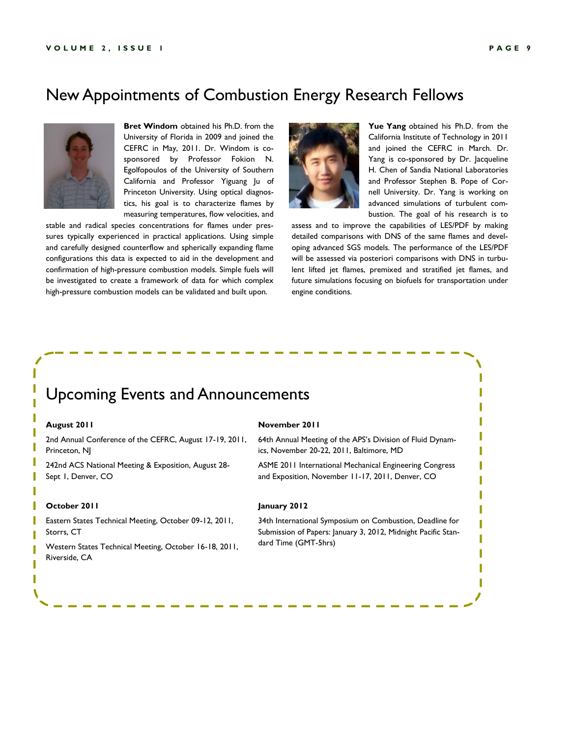# New Appointments of Combustion Energy Research Fellows

**Bret Windom** obtained his Ph.D. from the University of Florida in 2009 and joined the CEFRC in May, 2011. Dr. Windom is co-sponsored by Professor Fokion N. Egolfopoulos of the University of Southern California and Professor Yiguang Ju of Princeton University. Using optical diagnostics, his goal is to characterize flames by measuring temperatures, flow velocities, and stable and radical species concentrations for flames under pressures typically experienced in practical applications. Using simple and carefully designed counterflow and spherically expanding flame configurations this data is expected to aid in the development and confirmation of high-pressure combustion models. Simple fuels will be investigated to create a framework of data for which complex high-pressure combustion models can be validated and built upon.

**Yue Yang** obtained his Ph.D. from the California Institute of Technology in 2011 and joined the CEFRC in March. Dr. Yang is co-sponsored by Dr. Jacqueline H. Chen of Sandia National Laboratories and Professor Stephen B. Pope of Cornell University. Dr. Yang is working on advanced simulations of turbulent combustion. The goal of his research is to assess and to improve the capabilities of LES/PDF by making detailed comparisons with DNS of the same flames and developing advanced SGS models. The performance of the LES/PDF will be assessed via posteriori comparisons with DNS in turbulent lifted jet flames, premixed and stratified jet flames, and future simulations focusing on biofuels for transportation under engine conditions.

# Upcoming Events and Announcements

**August 2011**

2nd Annual Conference of the CEFRC, August 17-19, 2011, Princeton, NJ

242nd ACS National Meeting & Exposition, August 28-Sept 1, Denver, CO

**October 2011**

Eastern States Technical Meeting, October 09-12, 2011, Storrs, CT

Western States Technical Meeting, October 16-18, 2011, Riverside, CA

**November 2011**

64th Annual Meeting of the APS's Division of Fluid Dynamics, November 20-22, 2011, Baltimore, MD

ASME 2011 International Mechanical Engineering Congress and Exposition, November 11-17, 2011, Denver, CO

**January 2012**

34th International Symposium on Combustion, Deadline for Submission of Papers: January 3, 2012, Midnight Pacific Standard Time (GMT-5hrs)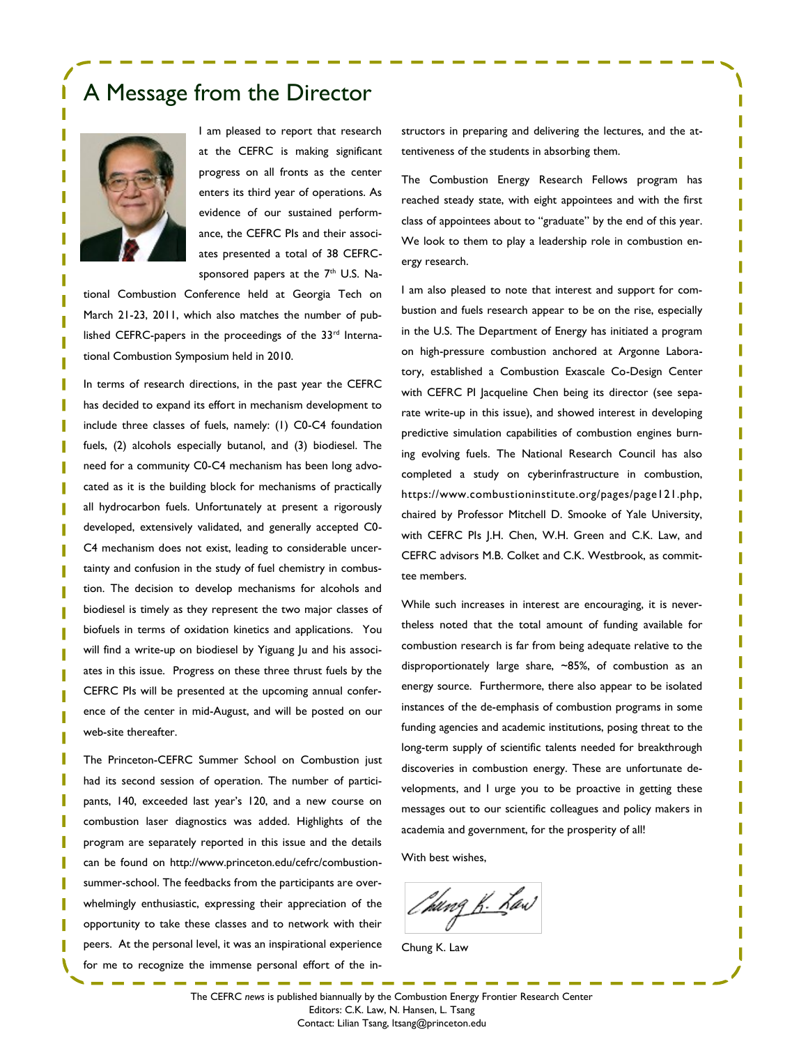# A Message from the Director

I am pleased to report that research at the CEFRC is making significant progress on all fronts as the center enters its third year of operations. As evidence of our sustained performance, the CEFRC PIs and their associates presented a total of 38 CEFRC-sponsored papers at the 7th U.S. National Combustion Conference held at Georgia Tech on March 21-23, 2011, which also matches the number of published CEFRC-papers in the proceedings of the 33rd International Combustion Symposium held in 2010.

In terms of research directions, in the past year the CEFRC has decided to expand its effort in mechanism development to include three classes of fuels, namely: (1) C0-C4 foundation fuels, (2) alcohols especially butanol, and (3) biodiesel. The need for a community C0-C4 mechanism has been long advocated as it is the building block for mechanisms of practically all hydrocarbon fuels. Unfortunately at present a rigorously developed, extensively validated, and generally accepted C0-C4 mechanism does not exist, leading to considerable uncertainty and confusion in the study of fuel chemistry in combustion. The decision to develop mechanisms for alcohols and biodiesel is timely as they represent the two major classes of biofuels in terms of oxidation kinetics and applications. You will find a write-up on biodiesel by Yiguang Ju and his associates in this issue. Progress on these three thrust fuels by the CEFRC PIs will be presented at the upcoming annual conference of the center in mid-August, and will be posted on our web-site thereafter.

The Princeton-CEFRC Summer School on Combustion just had its second session of operation. The number of participants, 140, exceeded last year's 120, and a new course on combustion laser diagnostics was added. Highlights of the program are separately reported in this issue and the details can be found on http://www.princeton.edu/cefrc/combustion-summer-school. The feedbacks from the participants are overwhelmingly enthusiastic, expressing their appreciation of the opportunity to take these classes and to network with their peers. At the personal level, it was an inspirational experience for me to recognize the immense personal effort of the instructors in preparing and delivering the lectures, and the attentiveness of the students in absorbing them.

The Combustion Energy Research Fellows program has reached steady state, with eight appointees and with the first class of appointees about to "graduate" by the end of this year. We look to them to play a leadership role in combustion energy research.

I am also pleased to note that interest and support for combustion and fuels research appear to be on the rise, especially in the U.S. The Department of Energy has initiated a program on high-pressure combustion anchored at Argonne Laboratory, established a Combustion Exascale Co-Design Center with CEFRC PI Jacqueline Chen being its director (see separate write-up in this issue), and showed interest in developing predictive simulation capabilities of combustion engines burning evolving fuels. The National Research Council has also completed a study on cyberinfrastructure in combustion, https://www.combustioninstitute.org/pages/page121.php, chaired by Professor Mitchell D. Smooke of Yale University, with CEFRC PIs J.H. Chen, W.H. Green and C.K. Law, and CEFRC advisors M.B. Colket and C.K. Westbrook, as committee members.

While such increases in interest are encouraging, it is nevertheless noted that the total amount of funding available for combustion research is far from being adequate relative to the disproportionately large share, ~85%, of combustion as an energy source. Furthermore, there also appear to be isolated instances of the de-emphasis of combustion programs in some funding agencies and academic institutions, posing threat to the long-term supply of scientific talents needed for breakthrough discoveries in combustion energy. These are unfortunate developments, and I urge you to be proactive in getting these messages out to our scientific colleagues and policy makers in academia and government, for the prosperity of all!

With best wishes,

Chung K. Law

The CEFRC *news* is published biannually by the Combustion Energy Frontier Research Center
Editors: C.K. Law, N. Hansen, L. Tsang
Contact: Lilian Tsang, ltsang@princeton.edu